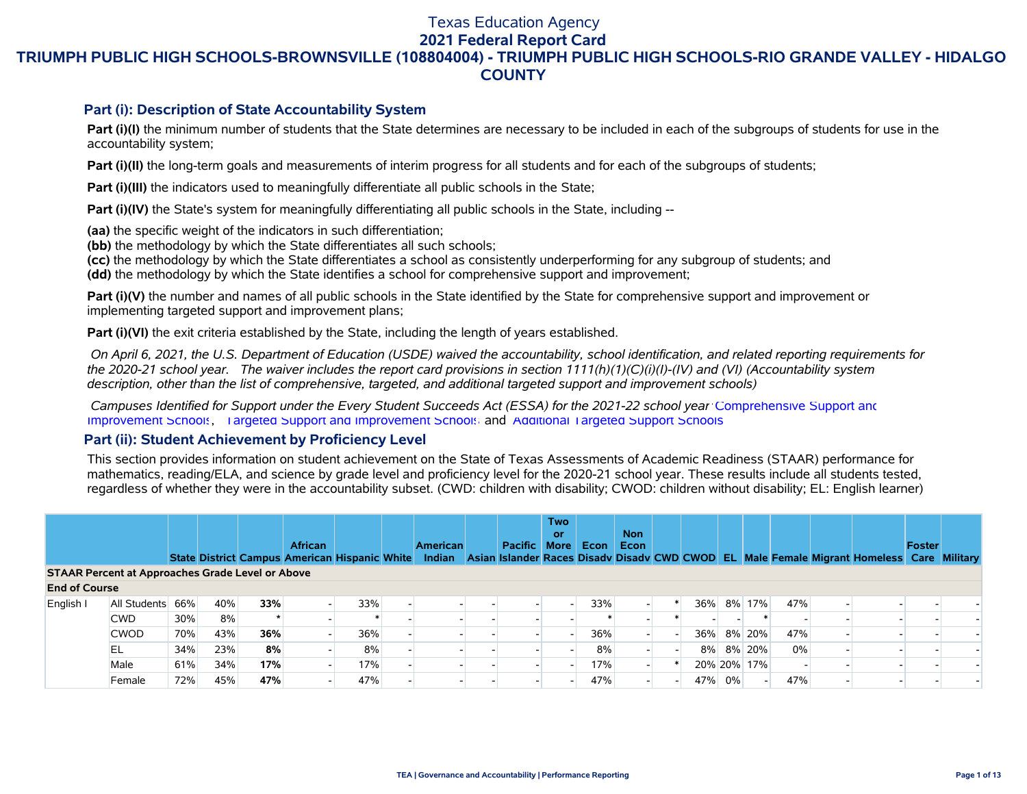# Texas Education Agency
## 2021 Federal Report Card
## TRIUMPH PUBLIC HIGH SCHOOLS-BROWNSVILLE (108804004) - TRIUMPH PUBLIC HIGH SCHOOLS-RIO GRANDE VALLEY - HIDALGO COUNTY

### Part (i): Description of State Accountability System

**Part (i)(I)** the minimum number of students that the State determines are necessary to be included in each of the subgroups of students for use in the accountability system;

**Part (i)(II)** the long-term goals and measurements of interim progress for all students and for each of the subgroups of students;

**Part (i)(III)** the indicators used to meaningfully differentiate all public schools in the State;

**Part (i)(IV)** the State's system for meaningfully differentiating all public schools in the State, including --

**(aa)** the specific weight of the indicators in such differentiation;
**(bb)** the methodology by which the State differentiates all such schools;
**(cc)** the methodology by which the State differentiates a school as consistently underperforming for any subgroup of students; and
**(dd)** the methodology by which the State identifies a school for comprehensive support and improvement;

**Part (i)(V)** the number and names of all public schools in the State identified by the State for comprehensive support and improvement or implementing targeted support and improvement plans;

**Part (i)(VI)** the exit criteria established by the State, including the length of years established.

*On April 6, 2021, the U.S. Department of Education (USDE) waived the accountability, school identification, and related reporting requirements for the 2020-21 school year. The waiver includes the report card provisions in section 1111(h)(1)(C)(i)(I)-(IV) and (VI) (Accountability system description, other than the list of comprehensive, targeted, and additional targeted support and improvement schools)*

*Campuses Identified for Support under the Every Student Succeeds Act (ESSA) for the 2021-22 school year:* Comprehensive Support and Improvement Schools, Targeted Support and Improvement Schools and Additional Targeted Support Schools

### Part (ii): Student Achievement by Proficiency Level

This section provides information on student achievement on the State of Texas Assessments of Academic Readiness (STAAR) performance for mathematics, reading/ELA, and science by grade level and proficiency level for the 2020-21 school year. These results include all students tested, regardless of whether they were in the accountability subset. (CWD: children with disability; CWOD: children without disability; EL: English learner)

| | | State | District | Campus | African American | Hispanic | White | American Indian | Asian | Pacific Islander | Two or More Races | Econ Disadv | Non Econ Disadv | CWD | CWOD | EL | Male | Female | Migrant | Homeless | Foster Care | Military |
|---|---|---|---|---|---|---|---|---|---|---|---|---|---|---|---|---|---|---|---|---|---|---|
| **STAAR Percent at Approaches Grade Level or Above** | | | | | | | | | | | | | | | | | | | | | | |
| **End of Course** | | | | | | | | | | | | | | | | | | | | | | |
| English I | All Students | 66% | 40% | **33%** | - | 33% | - | - | - | - | - | 33% | - | * | 36% | 8% | 17% | 47% | - | - | - | - |
| | CWD | 30% | 8% | * | - | * | - | - | - | - | - | * | - | * | - | - | * | - | - | - | - | - |
| | CWOD | 70% | 43% | **36%** | - | 36% | - | - | - | - | - | 36% | - | - | 36% | 8% | 20% | 47% | - | - | - | - |
| | EL | 34% | 23% | **8%** | - | 8% | - | - | - | - | - | 8% | - | - | 8% | 8% | 20% | 0% | - | - | - | - |
| | Male | 61% | 34% | **17%** | - | 17% | - | - | - | - | - | 17% | - | * | 20% | 20% | 17% | - | - | - | - | - |
| | Female | 72% | 45% | **47%** | - | 47% | - | - | - | - | - | 47% | - | - | 47% | 0% | - | 47% | - | - | - | - |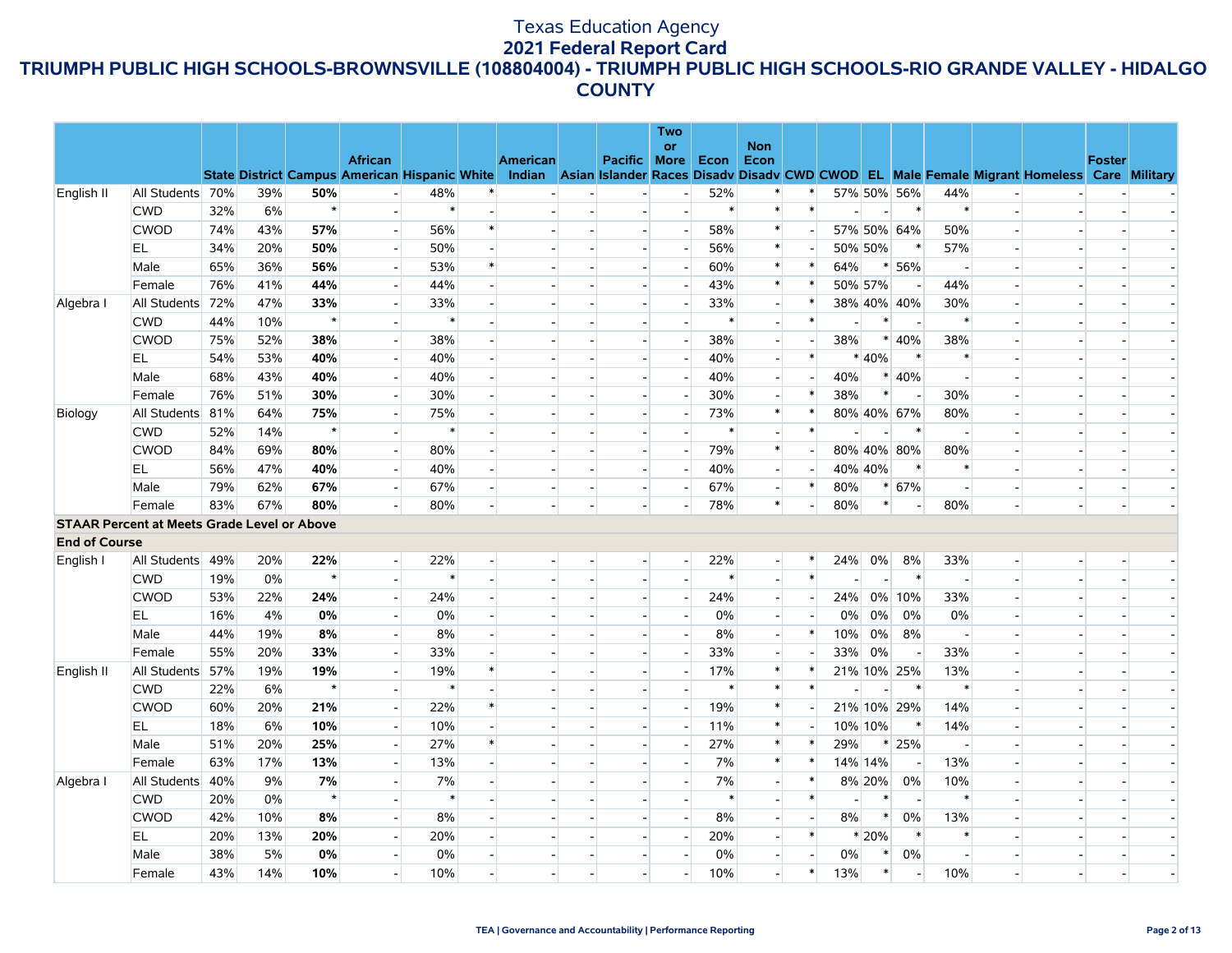# Texas Education Agency
## 2021 Federal Report Card
### TRIUMPH PUBLIC HIGH SCHOOLS-BROWNSVILLE (108804004) - TRIUMPH PUBLIC HIGH SCHOOLS-RIO GRANDE VALLEY - HIDALGO COUNTY

| | | State | District | Campus | African American | Hispanic | White | American Indian | Asian | Pacific Islander | Two or More Races | Econ Disadv | Non Econ Disadv | CWD | CWOD | EL | Male | Female | Migrant | Homeless | Foster Care | Military |
|---|---|---|---|---|---|---|---|---|---|---|---|---|---|---|---|---|---|---|---|---|---|---|
| English II | All Students | 70% | 39% | **50%** | - | 48% | * | - | - | - | - | 52% | * | * | 57% | 50% | 56% | 44% | - | - | - | - |
| | CWD | 32% | 6% | * | - | * | - | - | - | - | - | * | * | * | - | - | * | * | - | - | - | - |
| | CWOD | 74% | 43% | **57%** | - | 56% | * | - | - | - | - | 58% | * | - | 57% | 50% | 64% | 50% | - | - | - | - |
| | EL | 34% | 20% | **50%** | - | 50% | - | - | - | - | - | 56% | * | - | 50% | 50% | * | 57% | - | - | - | - |
| | Male | 65% | 36% | **56%** | - | 53% | * | - | - | - | - | 60% | * | * | 64% | * | 56% | - | - | - | - | - |
| | Female | 76% | 41% | **44%** | - | 44% | - | - | - | - | - | 43% | * | * | 50% | 57% | - | 44% | - | - | - | - |
| Algebra I | All Students | 72% | 47% | **33%** | - | 33% | - | - | - | - | - | 33% | - | * | 38% | 40% | 40% | 30% | - | - | - | - |
| | CWD | 44% | 10% | * | - | * | - | - | - | - | - | * | - | * | - | * | - | * | - | - | - | - |
| | CWOD | 75% | 52% | **38%** | - | 38% | - | - | - | - | - | 38% | - | - | 38% | * | 40% | 38% | - | - | - | - |
| | EL | 54% | 53% | **40%** | - | 40% | - | - | - | - | - | 40% | - | * | * | 40% | * | * | - | - | - | - |
| | Male | 68% | 43% | **40%** | - | 40% | - | - | - | - | - | 40% | - | - | 40% | * | 40% | - | - | - | - | - |
| | Female | 76% | 51% | **30%** | - | 30% | - | - | - | - | - | 30% | - | * | 38% | * | - | 30% | - | - | - | - |
| Biology | All Students | 81% | 64% | **75%** | - | 75% | - | - | - | - | - | 73% | * | * | 80% | 40% | 67% | 80% | - | - | - | - |
| | CWD | 52% | 14% | * | - | * | - | - | - | - | - | * | - | * | - | - | * | - | - | - | - | - |
| | CWOD | 84% | 69% | **80%** | - | 80% | - | - | - | - | - | 79% | * | - | 80% | 40% | 80% | 80% | - | - | - | - |
| | EL | 56% | 47% | **40%** | - | 40% | - | - | - | - | - | 40% | - | - | 40% | 40% | * | * | - | - | - | - |
| | Male | 79% | 62% | **67%** | - | 67% | - | - | - | - | - | 67% | - | * | 80% | * | 67% | - | - | - | - | - |
| | Female | 83% | 67% | **80%** | - | 80% | - | - | - | - | - | 78% | * | - | 80% | * | - | 80% | - | - | - | - |
| **STAAR Percent at Meets Grade Level or Above** | | | | | | | | | | | | | | | | | | | | | | |
| **End of Course** | | | | | | | | | | | | | | | | | | | | | | |
| English I | All Students | 49% | 20% | **22%** | - | 22% | - | - | - | - | - | 22% | - | * | 24% | 0% | 8% | 33% | - | - | - | - |
| | CWD | 19% | 0% | * | - | * | - | - | - | - | - | * | - | * | - | - | * | - | - | - | - | - |
| | CWOD | 53% | 22% | **24%** | - | 24% | - | - | - | - | - | 24% | - | - | 24% | 0% | 10% | 33% | - | - | - | - |
| | EL | 16% | 4% | **0%** | - | 0% | - | - | - | - | - | 0% | - | - | 0% | 0% | 0% | 0% | - | - | - | - |
| | Male | 44% | 19% | **8%** | - | 8% | - | - | - | - | - | 8% | - | * | 10% | 0% | 8% | - | - | - | - | - |
| | Female | 55% | 20% | **33%** | - | 33% | - | - | - | - | - | 33% | - | - | 33% | 0% | - | 33% | - | - | - | - |
| English II | All Students | 57% | 19% | **19%** | - | 19% | * | - | - | - | - | 17% | * | * | 21% | 10% | 25% | 13% | - | - | - | - |
| | CWD | 22% | 6% | * | - | * | - | - | - | - | - | * | * | * | - | - | * | * | - | - | - | - |
| | CWOD | 60% | 20% | **21%** | - | 22% | * | - | - | - | - | 19% | * | - | 21% | 10% | 29% | 14% | - | - | - | - |
| | EL | 18% | 6% | **10%** | - | 10% | - | - | - | - | - | 11% | * | - | 10% | 10% | * | 14% | - | - | - | - |
| | Male | 51% | 20% | **25%** | - | 27% | * | - | - | - | - | 27% | * | * | 29% | * | 25% | - | - | - | - | - |
| | Female | 63% | 17% | **13%** | - | 13% | - | - | - | - | - | 7% | * | * | 14% | 14% | - | 13% | - | - | - | - |
| Algebra I | All Students | 40% | 9% | **7%** | - | 7% | - | - | - | - | - | 7% | - | * | 8% | 20% | 0% | 10% | - | - | - | - |
| | CWD | 20% | 0% | * | - | * | - | - | - | - | - | * | - | * | - | * | - | * | - | - | - | - |
| | CWOD | 42% | 10% | **8%** | - | 8% | - | - | - | - | - | 8% | - | - | 8% | * | 0% | 13% | - | - | - | - |
| | EL | 20% | 13% | **20%** | - | 20% | - | - | - | - | - | 20% | - | * | * | 20% | * | * | - | - | - | - |
| | Male | 38% | 5% | **0%** | - | 0% | - | - | - | - | - | 0% | - | - | 0% | * | 0% | - | - | - | - | - |
| | Female | 43% | 14% | **10%** | - | 10% | - | - | - | - | - | 10% | - | * | 13% | * | - | 10% | - | - | - | - |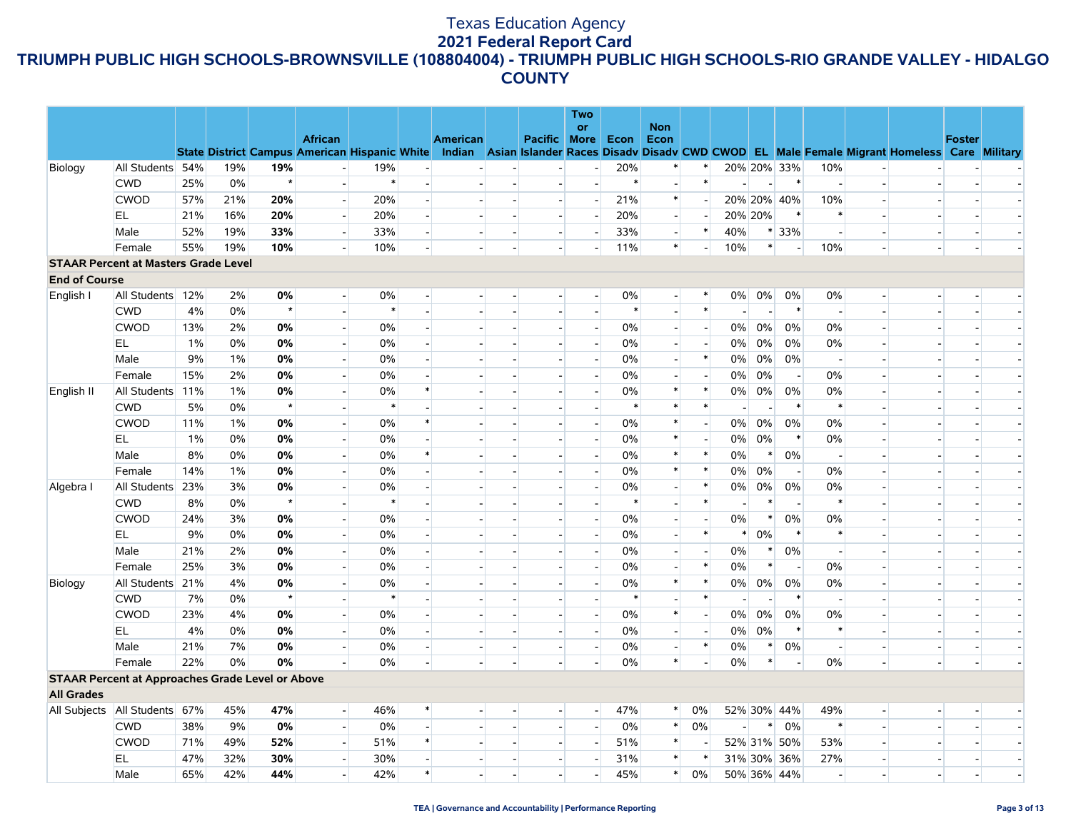Texas Education Agency
**2021 Federal Report Card**
**TRIUMPH PUBLIC HIGH SCHOOLS-BROWNSVILLE (108804004) - TRIUMPH PUBLIC HIGH SCHOOLS-RIO GRANDE VALLEY - HIDALGO COUNTY**

| | | State | District | Campus | African American | Hispanic | White | American Indian | Asian | Pacific Islander | Two or More Races | Econ Disadv | Non Econ Disadv | CWD | CWOD | EL | Male | Female | Migrant | Homeless | Foster Care | Military |
|---|---|---|---|---|---|---|---|---|---|---|---|---|---|---|---|---|---|---|---|---|---|---|
| Biology | All Students | 54% | 19% | **19%** | - | 19% | - | - | - | - | - | 20% | * | * | 20% | 20% | 33% | 10% | - | - | - | - |
| | CWD | 25% | 0% | * | - | * | - | - | - | - | - | * | - | * | - | - | * | - | - | - | - | - |
| | CWOD | 57% | 21% | **20%** | - | 20% | - | - | - | - | - | 21% | * | - | 20% | 20% | 40% | 10% | - | - | - | - |
| | EL | 21% | 16% | **20%** | - | 20% | - | - | - | - | - | 20% | - | - | 20% | 20% | * | * | - | - | - | - |
| | Male | 52% | 19% | **33%** | - | 33% | - | - | - | - | - | 33% | - | * | 40% | * | 33% | - | - | - | - | - |
| | Female | 55% | 19% | **10%** | - | 10% | - | - | - | - | - | 11% | * | - | 10% | * | - | 10% | - | - | - | - |
| **STAAR Percent at Masters Grade Level** | | | | | | | | | | | | | | | | | | | | | | |
| **End of Course** | | | | | | | | | | | | | | | | | | | | | | |
| English I | All Students | 12% | 2% | **0%** | - | 0% | - | - | - | - | - | 0% | - | * | 0% | 0% | 0% | 0% | - | - | - | - |
| | CWD | 4% | 0% | * | - | * | - | - | - | - | - | * | - | * | - | - | * | - | - | - | - | - |
| | CWOD | 13% | 2% | **0%** | - | 0% | - | - | - | - | - | 0% | - | - | 0% | 0% | 0% | 0% | - | - | - | - |
| | EL | 1% | 0% | **0%** | - | 0% | - | - | - | - | - | 0% | - | - | 0% | 0% | 0% | 0% | - | - | - | - |
| | Male | 9% | 1% | **0%** | - | 0% | - | - | - | - | - | 0% | - | * | 0% | 0% | 0% | - | - | - | - | - |
| | Female | 15% | 2% | **0%** | - | 0% | - | - | - | - | - | 0% | - | - | 0% | 0% | - | 0% | - | - | - | - |
| English II | All Students | 11% | 1% | **0%** | - | 0% | * | - | - | - | - | 0% | * | * | 0% | 0% | 0% | 0% | - | - | - | - |
| | CWD | 5% | 0% | * | - | * | - | - | - | - | - | * | * | * | - | - | * | * | - | - | - | - |
| | CWOD | 11% | 1% | **0%** | - | 0% | * | - | - | - | - | 0% | * | - | 0% | 0% | 0% | 0% | - | - | - | - |
| | EL | 1% | 0% | **0%** | - | 0% | - | - | - | - | - | 0% | * | - | 0% | 0% | * | 0% | - | - | - | - |
| | Male | 8% | 0% | **0%** | - | 0% | * | - | - | - | - | 0% | * | * | 0% | * | 0% | - | - | - | - | - |
| | Female | 14% | 1% | **0%** | - | 0% | - | - | - | - | - | 0% | * | * | 0% | 0% | - | 0% | - | - | - | - |
| Algebra I | All Students | 23% | 3% | **0%** | - | 0% | - | - | - | - | - | 0% | - | * | 0% | 0% | 0% | 0% | - | - | - | - |
| | CWD | 8% | 0% | * | - | * | - | - | - | - | - | * | - | * | - | * | - | * | - | - | - | - |
| | CWOD | 24% | 3% | **0%** | - | 0% | - | - | - | - | - | 0% | - | - | 0% | * | 0% | 0% | - | - | - | - |
| | EL | 9% | 0% | **0%** | - | 0% | - | - | - | - | - | 0% | - | * | * | 0% | * | * | - | - | - | - |
| | Male | 21% | 2% | **0%** | - | 0% | - | - | - | - | - | 0% | - | - | 0% | * | 0% | - | - | - | - | - |
| | Female | 25% | 3% | **0%** | - | 0% | - | - | - | - | - | 0% | - | * | 0% | * | - | 0% | - | - | - | - |
| Biology | All Students | 21% | 4% | **0%** | - | 0% | - | - | - | - | - | 0% | * | * | 0% | 0% | 0% | 0% | - | - | - | - |
| | CWD | 7% | 0% | * | - | * | - | - | - | - | - | * | - | * | - | - | * | - | - | - | - | - |
| | CWOD | 23% | 4% | **0%** | - | 0% | - | - | - | - | - | 0% | * | - | 0% | 0% | 0% | 0% | - | - | - | - |
| | EL | 4% | 0% | **0%** | - | 0% | - | - | - | - | - | 0% | - | - | 0% | 0% | * | * | - | - | - | - |
| | Male | 21% | 7% | **0%** | - | 0% | - | - | - | - | - | 0% | - | * | 0% | * | 0% | - | - | - | - | - |
| | Female | 22% | 0% | **0%** | - | 0% | - | - | - | - | - | 0% | * | - | 0% | * | - | 0% | - | - | - | - |
| **STAAR Percent at Approaches Grade Level or Above** | | | | | | | | | | | | | | | | | | | | | | |
| **All Grades** | | | | | | | | | | | | | | | | | | | | | | |
| All Subjects | All Students | 67% | 45% | **47%** | - | 46% | * | - | - | - | - | 47% | * | 0% | 52% | 30% | 44% | 49% | - | - | - | - |
| | CWD | 38% | 9% | **0%** | - | 0% | - | - | - | - | - | 0% | * | 0% | - | * | 0% | * | - | - | - | - |
| | CWOD | 71% | 49% | **52%** | - | 51% | * | - | - | - | - | 51% | * | - | 52% | 31% | 50% | 53% | - | - | - | - |
| | EL | 47% | 32% | **30%** | - | 30% | - | - | - | - | - | 31% | * | * | 31% | 30% | 36% | 27% | - | - | - | - |
| | Male | 65% | 42% | **44%** | - | 42% | * | - | - | - | - | 45% | * | 0% | 50% | 36% | 44% | - | - | - | - | - |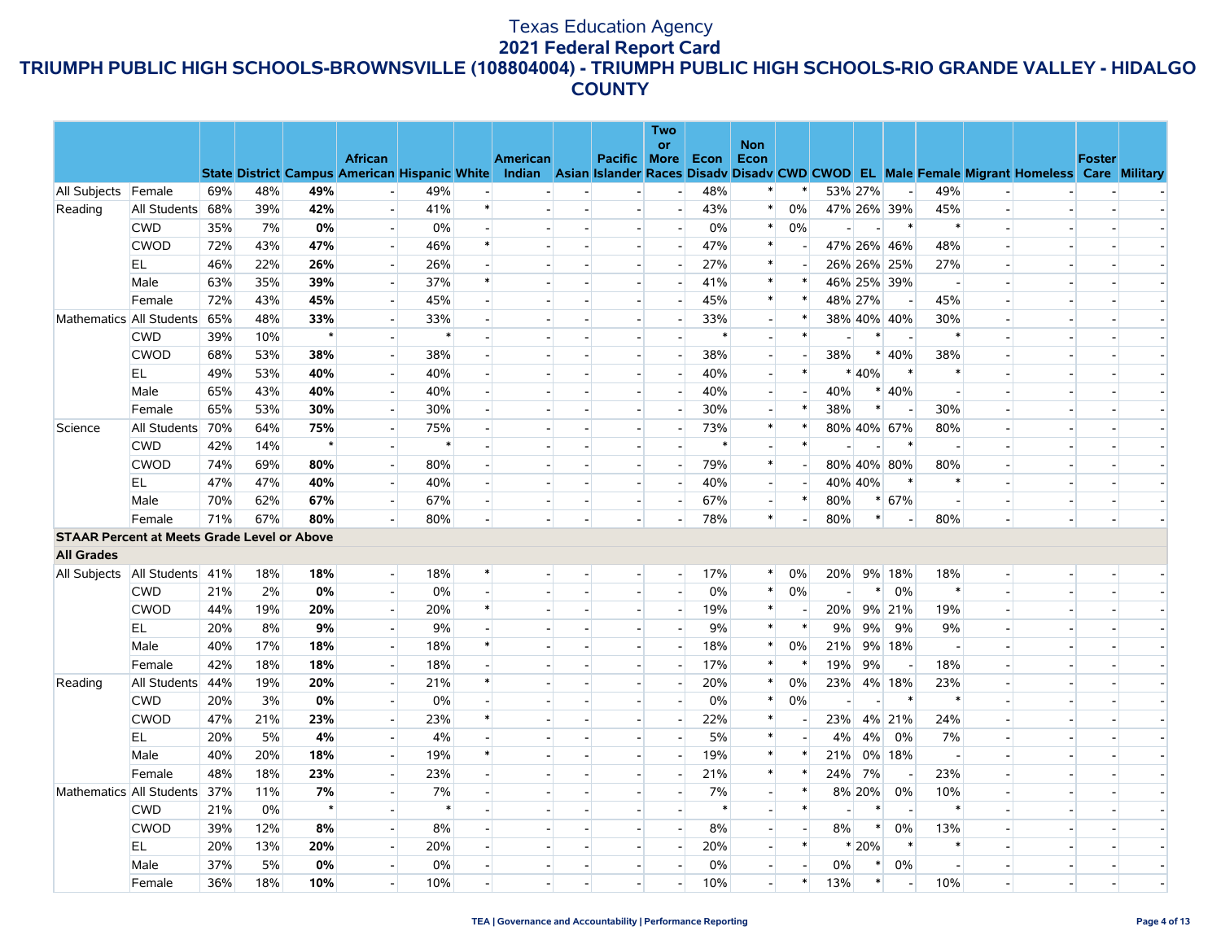Texas Education Agency

**2021 Federal Report Card**

**TRIUMPH PUBLIC HIGH SCHOOLS-BROWNSVILLE (108804004) - TRIUMPH PUBLIC HIGH SCHOOLS-RIO GRANDE VALLEY - HIDALGO COUNTY**

| | | State | District | Campus | African American | Hispanic | White | American Indian | Asian | Pacific Islander | Two or More Races | Econ Disadv | Non Econ Disadv | CWD | CWOD | EL | Male | Female | Migrant | Homeless | Foster Care | Military |
|---|---|---|---|---|---|---|---|---|---|---|---|---|---|---|---|---|---|---|---|---|---|---|
| All Subjects | Female | 69% | 48% | **49%** | - | 49% | - | - | - | - | - | 48% | * | * | 53% | 27% | - | 49% | - | - | - | - |
| Reading | All Students | 68% | 39% | **42%** | - | 41% | * | - | - | - | - | 43% | * | 0% | 47% | 26% | 39% | 45% | - | - | - | - |
| | CWD | 35% | 7% | **0%** | - | 0% | - | - | - | - | - | 0% | * | 0% | - | - | * | * | - | - | - | - |
| | CWOD | 72% | 43% | **47%** | - | 46% | * | - | - | - | - | 47% | * | - | 47% | 26% | 46% | 48% | - | - | - | - |
| | EL | 46% | 22% | **26%** | - | 26% | - | - | - | - | - | 27% | * | - | 26% | 26% | 25% | 27% | - | - | - | - |
| | Male | 63% | 35% | **39%** | - | 37% | * | - | - | - | - | 41% | * | * | 46% | 25% | 39% | - | - | - | - | - |
| | Female | 72% | 43% | **45%** | - | 45% | - | - | - | - | - | 45% | * | * | 48% | 27% | - | 45% | - | - | - | - |
| Mathematics | All Students | 65% | 48% | **33%** | - | 33% | - | - | - | - | - | 33% | - | * | 38% | 40% | 40% | 30% | - | - | - | - |
| | CWD | 39% | 10% | * | - | * | - | - | - | - | - | * | - | * | - | * | - | * | - | - | - | - |
| | CWOD | 68% | 53% | **38%** | - | 38% | - | - | - | - | - | 38% | - | - | 38% | * | 40% | 38% | - | - | - | - |
| | EL | 49% | 53% | **40%** | - | 40% | - | - | - | - | - | 40% | - | * | * | 40% | * | * | - | - | - | - |
| | Male | 65% | 43% | **40%** | - | 40% | - | - | - | - | - | 40% | - | - | 40% | * | 40% | - | - | - | - | - |
| | Female | 65% | 53% | **30%** | - | 30% | - | - | - | - | - | 30% | - | * | 38% | * | - | 30% | - | - | - | - |
| Science | All Students | 70% | 64% | **75%** | - | 75% | - | - | - | - | - | 73% | * | * | 80% | 40% | 67% | 80% | - | - | - | - |
| | CWD | 42% | 14% | * | - | * | - | - | - | - | - | * | - | * | - | - | * | - | - | - | - | - |
| | CWOD | 74% | 69% | **80%** | - | 80% | - | - | - | - | - | 79% | * | - | 80% | 40% | 80% | 80% | - | - | - | - |
| | EL | 47% | 47% | **40%** | - | 40% | - | - | - | - | - | 40% | - | - | 40% | 40% | * | * | - | - | - | - |
| | Male | 70% | 62% | **67%** | - | 67% | - | - | - | - | - | 67% | - | * | 80% | * | 67% | - | - | - | - | - |
| | Female | 71% | 67% | **80%** | - | 80% | - | - | - | - | - | 78% | * | - | 80% | * | - | 80% | - | - | - | - |
| **STAAR Percent at Meets Grade Level or Above** | | | | | | | | | | | | | | | | | | | | | | |
| **All Grades** | | | | | | | | | | | | | | | | | | | | | | |
| All Subjects | All Students | 41% | 18% | **18%** | - | 18% | * | - | - | - | - | 17% | * | 0% | 20% | 9% | 18% | 18% | - | - | - | - |
| | CWD | 21% | 2% | **0%** | - | 0% | - | - | - | - | - | 0% | * | 0% | - | * | 0% | * | - | - | - | - |
| | CWOD | 44% | 19% | **20%** | - | 20% | * | - | - | - | - | 19% | * | - | 20% | 9% | 21% | 19% | - | - | - | - |
| | EL | 20% | 8% | **9%** | - | 9% | - | - | - | - | - | 9% | * | * | 9% | 9% | 9% | 9% | - | - | - | - |
| | Male | 40% | 17% | **18%** | - | 18% | * | - | - | - | - | 18% | * | 0% | 21% | 9% | 18% | - | - | - | - | - |
| | Female | 42% | 18% | **18%** | - | 18% | - | - | - | - | - | 17% | * | * | 19% | 9% | - | 18% | - | - | - | - |
| Reading | All Students | 44% | 19% | **20%** | - | 21% | * | - | - | - | - | 20% | * | 0% | 23% | 4% | 18% | 23% | - | - | - | - |
| | CWD | 20% | 3% | **0%** | - | 0% | - | - | - | - | - | 0% | * | 0% | - | - | * | * | - | - | - | - |
| | CWOD | 47% | 21% | **23%** | - | 23% | * | - | - | - | - | 22% | * | - | 23% | 4% | 21% | 24% | - | - | - | - |
| | EL | 20% | 5% | **4%** | - | 4% | - | - | - | - | - | 5% | * | - | 4% | 4% | 0% | 7% | - | - | - | - |
| | Male | 40% | 20% | **18%** | - | 19% | * | - | - | - | - | 19% | * | * | 21% | 0% | 18% | - | - | - | - | - |
| | Female | 48% | 18% | **23%** | - | 23% | - | - | - | - | - | 21% | * | * | 24% | 7% | - | 23% | - | - | - | - |
| Mathematics | All Students | 37% | 11% | **7%** | - | 7% | - | - | - | - | - | 7% | - | * | 8% | 20% | 0% | 10% | - | - | - | - |
| | CWD | 21% | 0% | * | - | * | - | - | - | - | - | * | - | * | - | * | - | * | - | - | - | - |
| | CWOD | 39% | 12% | **8%** | - | 8% | - | - | - | - | - | 8% | - | - | 8% | * | 0% | 13% | - | - | - | - |
| | EL | 20% | 13% | **20%** | - | 20% | - | - | - | - | - | 20% | - | * | * | 20% | * | * | - | - | - | - |
| | Male | 37% | 5% | **0%** | - | 0% | - | - | - | - | - | 0% | - | - | 0% | * | 0% | - | - | - | - | - |
| | Female | 36% | 18% | **10%** | - | 10% | - | - | - | - | - | 10% | - | * | 13% | * | - | 10% | - | - | - | - |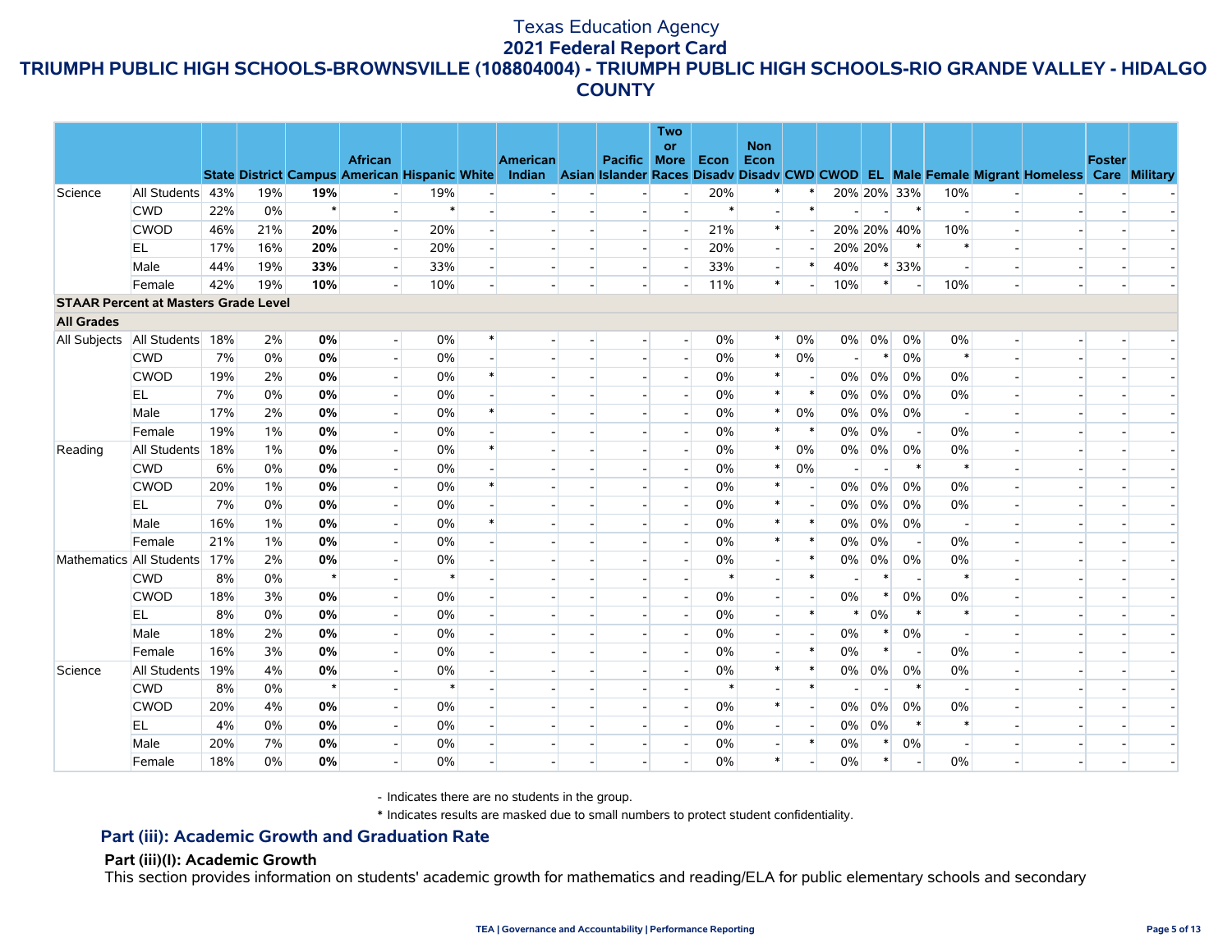Texas Education Agency
**2021 Federal Report Card**
**TRIUMPH PUBLIC HIGH SCHOOLS-BROWNSVILLE (108804004) - TRIUMPH PUBLIC HIGH SCHOOLS-RIO GRANDE VALLEY - HIDALGO COUNTY**

| | | State | District | Campus | African American | Hispanic | White | American Indian | Asian | Pacific Islander | Two or More Races | Econ Disadv | Non Econ Disadv | CWD | CWOD | EL | Male | Female | Migrant | Homeless | Foster Care | Military |
|---|---|---|---|---|---|---|---|---|---|---|---|---|---|---|---|---|---|---|---|---|---|---|
| Science | All Students | 43% | 19% | **19%** | - | 19% | - | - | - | - | - | 20% | * | * | 20% | 20% | 33% | 10% | - | - | - | - |
| | CWD | 22% | 0% | * | - | * | - | - | - | - | - | * | - | * | - | - | * | - | - | - | - | - |
| | CWOD | 46% | 21% | **20%** | - | 20% | - | - | - | - | - | 21% | * | - | 20% | 20% | 40% | 10% | - | - | - | - |
| | EL | 17% | 16% | **20%** | - | 20% | - | - | - | - | - | 20% | - | - | 20% | 20% | * | * | - | - | - | - |
| | Male | 44% | 19% | **33%** | - | 33% | - | - | - | - | - | 33% | - | * | 40% | * | 33% | - | - | - | - | - |
| | Female | 42% | 19% | **10%** | - | 10% | - | - | - | - | - | 11% | * | - | 10% | * | - | 10% | - | - | - | - |
| **STAAR Percent at Masters Grade Level** | | | | | | | | | | | | | | | | | | | | | | |
| **All Grades** | | | | | | | | | | | | | | | | | | | | | | |
| All Subjects | All Students | 18% | 2% | **0%** | - | 0% | * | - | - | - | - | 0% | * | 0% | 0% | 0% | 0% | 0% | - | - | - | - |
| | CWD | 7% | 0% | **0%** | - | 0% | - | - | - | - | - | 0% | * | 0% | - | * | 0% | * | - | - | - | - |
| | CWOD | 19% | 2% | **0%** | - | 0% | * | - | - | - | - | 0% | * | - | 0% | 0% | 0% | 0% | - | - | - | - |
| | EL | 7% | 0% | **0%** | - | 0% | - | - | - | - | - | 0% | * | * | 0% | 0% | 0% | 0% | - | - | - | - |
| | Male | 17% | 2% | **0%** | - | 0% | * | - | - | - | - | 0% | * | 0% | 0% | 0% | 0% | - | - | - | - | - |
| | Female | 19% | 1% | **0%** | - | 0% | - | - | - | - | - | 0% | * | * | 0% | 0% | - | 0% | - | - | - | - |
| Reading | All Students | 18% | 1% | **0%** | - | 0% | * | - | - | - | - | 0% | * | 0% | 0% | 0% | 0% | 0% | - | - | - | - |
| | CWD | 6% | 0% | **0%** | - | 0% | - | - | - | - | - | 0% | * | 0% | - | - | * | * | - | - | - | - |
| | CWOD | 20% | 1% | **0%** | - | 0% | * | - | - | - | - | 0% | * | - | 0% | 0% | 0% | 0% | - | - | - | - |
| | EL | 7% | 0% | **0%** | - | 0% | - | - | - | - | - | 0% | * | - | 0% | 0% | 0% | 0% | - | - | - | - |
| | Male | 16% | 1% | **0%** | - | 0% | * | - | - | - | - | 0% | * | * | 0% | 0% | 0% | - | - | - | - | - |
| | Female | 21% | 1% | **0%** | - | 0% | - | - | - | - | - | 0% | * | * | 0% | 0% | - | 0% | - | - | - | - |
| Mathematics | All Students | 17% | 2% | **0%** | - | 0% | - | - | - | - | - | 0% | - | * | 0% | 0% | 0% | 0% | - | - | - | - |
| | CWD | 8% | 0% | * | - | * | - | - | - | - | - | * | - | * | - | * | - | * | - | - | - | - |
| | CWOD | 18% | 3% | **0%** | - | 0% | - | - | - | - | - | 0% | - | - | 0% | * | 0% | 0% | - | - | - | - |
| | EL | 8% | 0% | **0%** | - | 0% | - | - | - | - | - | 0% | - | * | * | 0% | * | * | - | - | - | - |
| | Male | 18% | 2% | **0%** | - | 0% | - | - | - | - | - | 0% | - | - | 0% | * | 0% | - | - | - | - | - |
| | Female | 16% | 3% | **0%** | - | 0% | - | - | - | - | - | 0% | - | * | 0% | * | - | 0% | - | - | - | - |
| Science | All Students | 19% | 4% | **0%** | - | 0% | - | - | - | - | - | 0% | * | * | 0% | 0% | 0% | 0% | - | - | - | - |
| | CWD | 8% | 0% | * | - | * | - | - | - | - | - | * | - | * | - | - | * | - | - | - | - | - |
| | CWOD | 20% | 4% | **0%** | - | 0% | - | - | - | - | - | 0% | * | - | 0% | 0% | 0% | 0% | - | - | - | - |
| | EL | 4% | 0% | **0%** | - | 0% | - | - | - | - | - | 0% | - | - | 0% | 0% | * | * | - | - | - | - |
| | Male | 20% | 7% | **0%** | - | 0% | - | - | - | - | - | 0% | - | * | 0% | * | 0% | - | - | - | - | - |
| | Female | 18% | 0% | **0%** | - | 0% | - | - | - | - | - | 0% | * | - | 0% | * | - | 0% | - | - | - | - |

- Indicates there are no students in the group.

\* Indicates results are masked due to small numbers to protect student confidentiality.

## Part (iii): Academic Growth and Graduation Rate

### Part (iii)(I): Academic Growth

This section provides information on students' academic growth for mathematics and reading/ELA for public elementary schools and secondary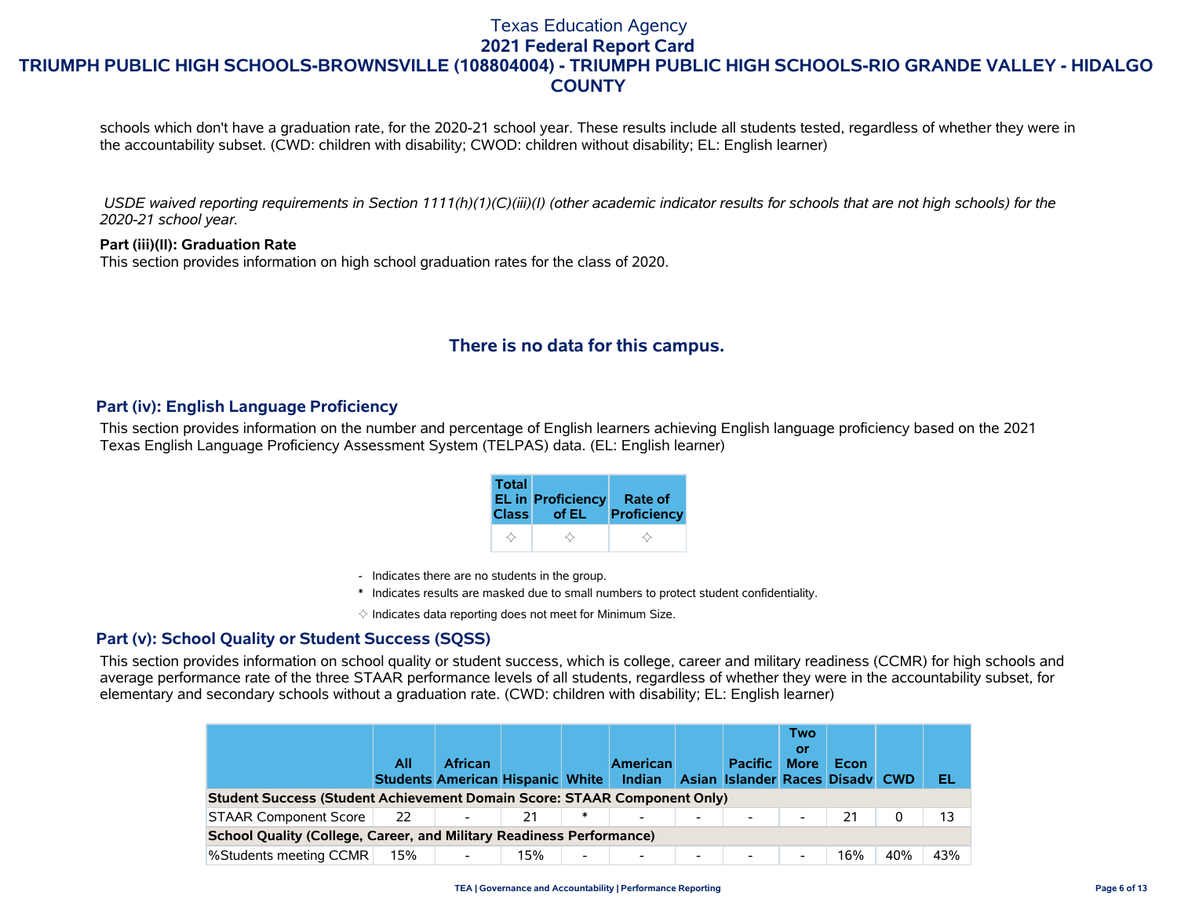schools which don't have a graduation rate, for the 2020-21 school year. These results include all students tested, regardless of whether they were in the accountability subset. (CWD: children with disability; CWOD: children without disability; EL: English learner)

*USDE waived reporting requirements in Section 1111(h)(1)(C)(iii)(I) (other academic indicator results for schools that are not high schools) for the 2020-21 school year.*

**Part (iii)(II): Graduation Rate**
This section provides information on high school graduation rates for the class of 2020.

### There is no data for this campus.

## Part (iv): English Language Proficiency

This section provides information on the number and percentage of English learners achieving English language proficiency based on the 2021 Texas English Language Proficiency Assessment System (TELPAS) data. (EL: English learner)

| Total EL in Class | Proficiency of EL | Rate of Proficiency |
|---|---|---|
| ✧ | ✧ | ✧ |

- Indicates there are no students in the group.

* Indicates results are masked due to small numbers to protect student confidentiality.

✧ Indicates data reporting does not meet for Minimum Size.

## Part (v): School Quality or Student Success (SQSS)

This section provides information on school quality or student success, which is college, career and military readiness (CCMR) for high schools and average performance rate of the three STAAR performance levels of all students, regardless of whether they were in the accountability subset, for elementary and secondary schools without a graduation rate. (CWD: children with disability; EL: English learner)

| | All Students | African American | Hispanic | White | American Indian | Asian | Pacific Islander | Two or More Races | Econ Disadv | CWD | EL |
|---|---|---|---|---|---|---|---|---|---|---|---|
| **Student Success (Student Achievement Domain Score: STAAR Component Only)** | | | | | | | | | | | |
| STAAR Component Score | 22 | - | 21 | * | - | - | - | - | 21 | 0 | 13 |
| **School Quality (College, Career, and Military Readiness Performance)** | | | | | | | | | | | |
| %Students meeting CCMR | 15% | - | 15% | - | - | - | - | - | 16% | 40% | 43% |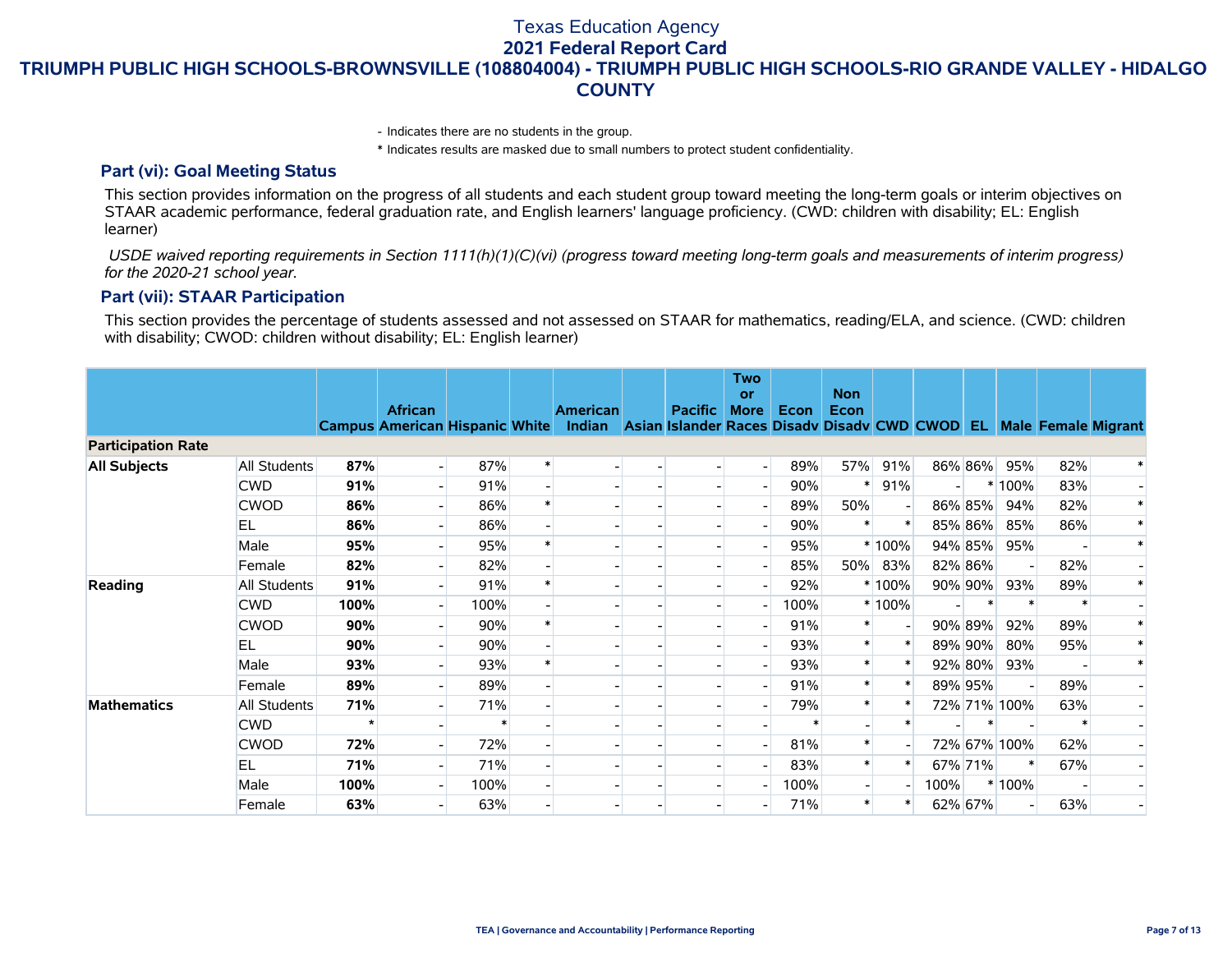# Texas Education Agency
## 2021 Federal Report Card
## TRIUMPH PUBLIC HIGH SCHOOLS-BROWNSVILLE (108804004) - TRIUMPH PUBLIC HIGH SCHOOLS-RIO GRANDE VALLEY - HIDALGO COUNTY

- Indicates there are no students in the group.

* Indicates results are masked due to small numbers to protect student confidentiality.

### Part (vi): Goal Meeting Status

This section provides information on the progress of all students and each student group toward meeting the long-term goals or interim objectives on STAAR academic performance, federal graduation rate, and English learners' language proficiency. (CWD: children with disability; EL: English learner)

*USDE waived reporting requirements in Section 1111(h)(1)(C)(vi) (progress toward meeting long-term goals and measurements of interim progress) for the 2020-21 school year.*

### Part (vii): STAAR Participation

This section provides the percentage of students assessed and not assessed on STAAR for mathematics, reading/ELA, and science. (CWD: children with disability; CWOD: children without disability; EL: English learner)

| | | Campus | African American | Hispanic | White | American Indian | Asian | Pacific Islander | Two or More Races | Econ Disadv | Non Econ Disadv | CWD | CWOD | EL | Male | Female | Migrant |
|---|---|---|---|---|---|---|---|---|---|---|---|---|---|---|---|---|---|
| **Participation Rate** | | | | | | | | | | | | | | | | | |
| **All Subjects** | All Students | **87%** | - | 87% | * | - | - | - | - | 89% | 57% | 91% | 86% | 86% | 95% | 82% | * |
| | CWD | **91%** | - | 91% | - | - | - | - | - | 90% | * | 91% | - | * | 100% | 83% | - |
| | CWOD | **86%** | - | 86% | * | - | - | - | - | 89% | 50% | - | 86% | 85% | 94% | 82% | * |
| | EL | **86%** | - | 86% | - | - | - | - | - | 90% | * | * | 85% | 86% | 85% | 86% | * |
| | Male | **95%** | - | 95% | * | - | - | - | - | 95% | * | 100% | 94% | 85% | 95% | - | * |
| | Female | **82%** | - | 82% | - | - | - | - | - | 85% | 50% | 83% | 82% | 86% | - | 82% | - |
| **Reading** | All Students | **91%** | - | 91% | * | - | - | - | - | 92% | * | 100% | 90% | 90% | 93% | 89% | * |
| | CWD | **100%** | - | 100% | - | - | - | - | - | 100% | * | 100% | - | * | * | * | - |
| | CWOD | **90%** | - | 90% | * | - | - | - | - | 91% | * | - | 90% | 89% | 92% | 89% | * |
| | EL | **90%** | - | 90% | - | - | - | - | - | 93% | * | * | 89% | 90% | 80% | 95% | * |
| | Male | **93%** | - | 93% | * | - | - | - | - | 93% | * | * | 92% | 80% | 93% | - | * |
| | Female | **89%** | - | 89% | - | - | - | - | - | 91% | * | * | 89% | 95% | - | 89% | - |
| **Mathematics** | All Students | **71%** | - | 71% | - | - | - | - | - | 79% | * | * | 72% | 71% | 100% | 63% | - |
| | CWD | * | - | * | - | - | - | - | - | * | - | * | - | * | - | * | - |
| | CWOD | **72%** | - | 72% | - | - | - | - | - | 81% | * | - | 72% | 67% | 100% | 62% | - |
| | EL | **71%** | - | 71% | - | - | - | - | - | 83% | * | * | 67% | 71% | * | 67% | - |
| | Male | **100%** | - | 100% | - | - | - | - | - | 100% | - | - | 100% | * | 100% | - | - |
| | Female | **63%** | - | 63% | - | - | - | - | - | 71% | * | * | 62% | 67% | - | 63% | - |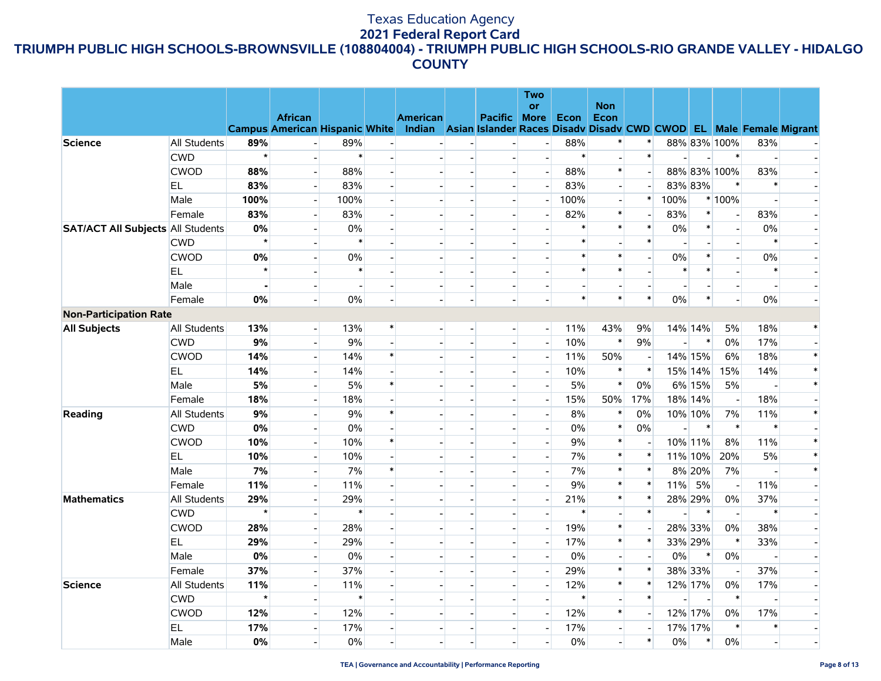Texas Education Agency
**2021 Federal Report Card**
**TRIUMPH PUBLIC HIGH SCHOOLS-BROWNSVILLE (108804004) - TRIUMPH PUBLIC HIGH SCHOOLS-RIO GRANDE VALLEY - HIDALGO COUNTY**

| | | Campus | African American | Hispanic | White | American Indian | Asian | Pacific Islander | Two or More Races | Econ Disadv | Non Econ Disadv | CWD | CWOD | EL | Male | Female | Migrant |
|---|---|---|---|---|---|---|---|---|---|---|---|---|---|---|---|---|---|
| **Science** | All Students | **89%** | - | 89% | - | - | - | - | - | 88% | * | * | 88% | 83% | 100% | 83% | - |
| | CWD | * | - | * | - | - | - | - | - | * | - | * | - | - | * | - | - |
| | CWOD | **88%** | - | 88% | - | - | - | - | - | 88% | * | - | 88% | 83% | 100% | 83% | - |
| | EL | **83%** | - | 83% | - | - | - | - | - | 83% | - | - | 83% | 83% | * | * | - |
| | Male | **100%** | - | 100% | - | - | - | - | - | 100% | - | * | 100% | * | 100% | - | - |
| | Female | **83%** | - | 83% | - | - | - | - | - | 82% | * | - | 83% | * | - | 83% | - |
| **SAT/ACT All Subjects** | All Students | **0%** | - | 0% | - | - | - | - | - | * | * | * | 0% | * | - | 0% | - |
| | CWD | * | - | * | - | - | - | - | - | * | - | * | - | - | - | * | - |
| | CWOD | **0%** | - | 0% | - | - | - | - | - | * | * | - | 0% | * | - | 0% | - |
| | EL | * | - | * | - | - | - | - | - | * | * | - | * | * | - | * | - |
| | Male | **-** | - | - | - | - | - | - | - | - | - | - | - | - | - | - | - |
| | Female | **0%** | - | 0% | - | - | - | - | - | * | * | * | 0% | * | - | 0% | - |
| **Non-Participation Rate** | | | | | | | | | | | | | | | | | |
| **All Subjects** | All Students | **13%** | - | 13% | * | - | - | - | - | 11% | 43% | 9% | 14% | 14% | 5% | 18% | * |
| | CWD | **9%** | - | 9% | - | - | - | - | - | 10% | * | 9% | - | * | 0% | 17% | - |
| | CWOD | **14%** | - | 14% | * | - | - | - | - | 11% | 50% | - | 14% | 15% | 6% | 18% | * |
| | EL | **14%** | - | 14% | - | - | - | - | - | 10% | * | * | 15% | 14% | 15% | 14% | * |
| | Male | **5%** | - | 5% | * | - | - | - | - | 5% | * | 0% | 6% | 15% | 5% | - | * |
| | Female | **18%** | - | 18% | - | - | - | - | - | 15% | 50% | 17% | 18% | 14% | - | 18% | - |
| **Reading** | All Students | **9%** | - | 9% | * | - | - | - | - | 8% | * | 0% | 10% | 10% | 7% | 11% | * |
| | CWD | **0%** | - | 0% | - | - | - | - | - | 0% | * | 0% | - | * | * | * | - |
| | CWOD | **10%** | - | 10% | * | - | - | - | - | 9% | * | - | 10% | 11% | 8% | 11% | * |
| | EL | **10%** | - | 10% | - | - | - | - | - | 7% | * | * | 11% | 10% | 20% | 5% | * |
| | Male | **7%** | - | 7% | * | - | - | - | - | 7% | * | * | 8% | 20% | 7% | - | * |
| | Female | **11%** | - | 11% | - | - | - | - | - | 9% | * | * | 11% | 5% | - | 11% | - |
| **Mathematics** | All Students | **29%** | - | 29% | - | - | - | - | - | 21% | * | * | 28% | 29% | 0% | 37% | - |
| | CWD | * | - | * | - | - | - | - | - | * | - | * | - | * | - | * | - |
| | CWOD | **28%** | - | 28% | - | - | - | - | - | 19% | * | - | 28% | 33% | 0% | 38% | - |
| | EL | **29%** | - | 29% | - | - | - | - | - | 17% | * | * | 33% | 29% | * | 33% | - |
| | Male | **0%** | - | 0% | - | - | - | - | - | 0% | - | - | 0% | * | 0% | - | - |
| | Female | **37%** | - | 37% | - | - | - | - | - | 29% | * | * | 38% | 33% | - | 37% | - |
| **Science** | All Students | **11%** | - | 11% | - | - | - | - | - | 12% | * | * | 12% | 17% | 0% | 17% | - |
| | CWD | * | - | * | - | - | - | - | - | * | - | * | - | - | * | - | - |
| | CWOD | **12%** | - | 12% | - | - | - | - | - | 12% | * | - | 12% | 17% | 0% | 17% | - |
| | EL | **17%** | - | 17% | - | - | - | - | - | 17% | - | - | 17% | 17% | * | * | - |
| | Male | **0%** | - | 0% | - | - | - | - | - | 0% | - | * | 0% | * | 0% | - | - |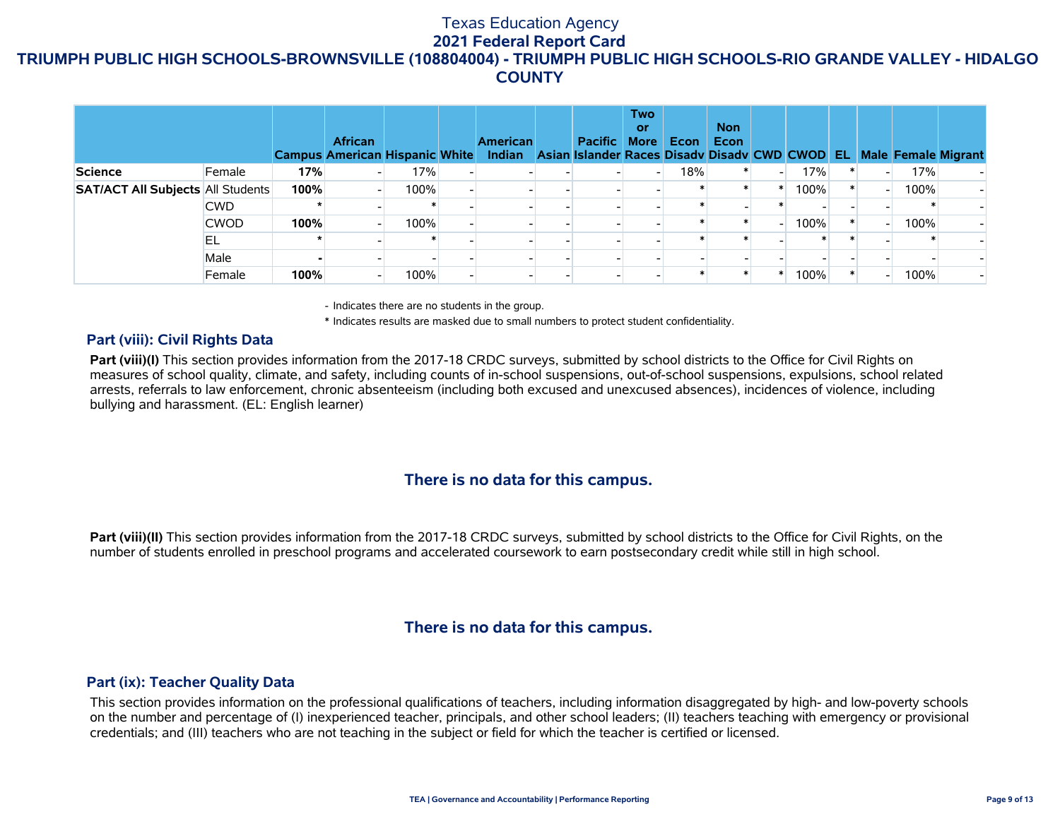Texas Education Agency
**2021 Federal Report Card**
**TRIUMPH PUBLIC HIGH SCHOOLS-BROWNSVILLE (108804004) - TRIUMPH PUBLIC HIGH SCHOOLS-RIO GRANDE VALLEY - HIDALGO COUNTY**

| | | Campus | African American | Hispanic | White | American Indian | Asian | Pacific Islander | Two or More Races | Econ Disadv | Non Econ Disadv | CWD | CWOD | EL | Male | Female | Migrant |
|---|---|---|---|---|---|---|---|---|---|---|---|---|---|---|---|---|---|
| **Science** | Female | **17%** | - | 17% | - | - | - | - | - | 18% | * | - | 17% | * | - | 17% | - |
| **SAT/ACT All Subjects** | All Students | **100%** | - | 100% | - | - | - | - | - | * | * | * | 100% | * | - | 100% | - |
| | CWD | * | - | * | - | - | - | - | - | * | - | * | - | - | - | * | - |
| | CWOD | **100%** | - | 100% | - | - | - | - | - | * | * | - | 100% | * | - | 100% | - |
| | EL | * | - | * | - | - | - | - | - | * | * | - | * | * | - | * | - |
| | Male | **-** | - | - | - | - | - | - | - | - | - | - | - | - | - | - | - |
| | Female | **100%** | - | 100% | - | - | - | - | - | * | * | * | 100% | * | - | 100% | - |

- Indicates there are no students in the group.

\* Indicates results are masked due to small numbers to protect student confidentiality.

### Part (viii): Civil Rights Data

**Part (viii)(I)** This section provides information from the 2017-18 CRDC surveys, submitted by school districts to the Office for Civil Rights on measures of school quality, climate, and safety, including counts of in-school suspensions, out-of-school suspensions, expulsions, school related arrests, referrals to law enforcement, chronic absenteeism (including both excused and unexcused absences), incidences of violence, including bullying and harassment. (EL: English learner)

**There is no data for this campus.**

**Part (viii)(II)** This section provides information from the 2017-18 CRDC surveys, submitted by school districts to the Office for Civil Rights, on the number of students enrolled in preschool programs and accelerated coursework to earn postsecondary credit while still in high school.

**There is no data for this campus.**

### Part (ix): Teacher Quality Data

This section provides information on the professional qualifications of teachers, including information disaggregated by high- and low-poverty schools on the number and percentage of (I) inexperienced teacher, principals, and other school leaders; (II) teachers teaching with emergency or provisional credentials; and (III) teachers who are not teaching in the subject or field for which the teacher is certified or licensed.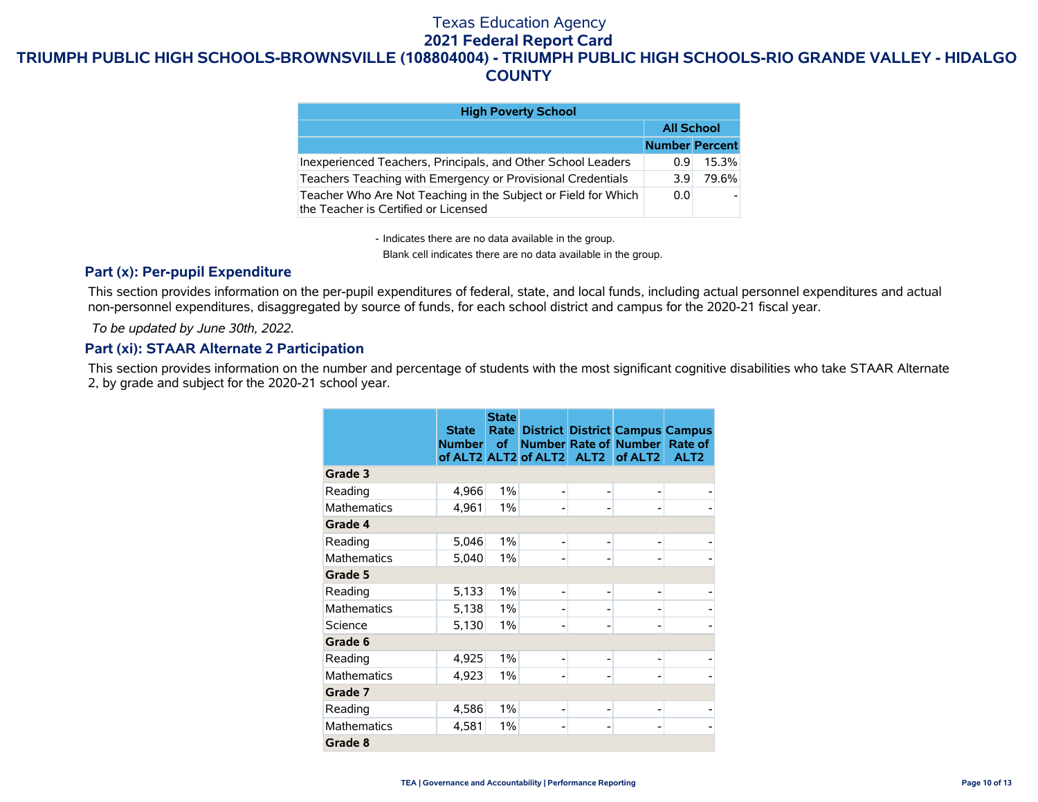Texas Education Agency

**2021 Federal Report Card**

**TRIUMPH PUBLIC HIGH SCHOOLS-BROWNSVILLE (108804004) - TRIUMPH PUBLIC HIGH SCHOOLS-RIO GRANDE VALLEY - HIDALGO COUNTY**

| High Poverty School | | |
|---|---|---|
| | All School | |
| | Number | Percent |
| Inexperienced Teachers, Principals, and Other School Leaders | 0.9 | 15.3% |
| Teachers Teaching with Emergency or Provisional Credentials | 3.9 | 79.6% |
| Teacher Who Are Not Teaching in the Subject or Field for Which the Teacher is Certified or Licensed | 0.0 | - |

- Indicates there are no data available in the group.

Blank cell indicates there are no data available in the group.

## Part (x): Per-pupil Expenditure

This section provides information on the per-pupil expenditures of federal, state, and local funds, including actual personnel expenditures and actual non-personnel expenditures, disaggregated by source of funds, for each school district and campus for the 2020-21 fiscal year.

*To be updated by June 30th, 2022.*

## Part (xi): STAAR Alternate 2 Participation

This section provides information on the number and percentage of students with the most significant cognitive disabilities who take STAAR Alternate 2, by grade and subject for the 2020-21 school year.

| | State Number of ALT2 | State Rate of ALT2 | District Number of ALT2 | District Rate of ALT2 | Campus Number of ALT2 | Campus Rate of ALT2 |
|---|---|---|---|---|---|---|
| **Grade 3** | | | | | | |
| Reading | 4,966 | 1% | - | - | - | - |
| Mathematics | 4,961 | 1% | - | - | - | - |
| **Grade 4** | | | | | | |
| Reading | 5,046 | 1% | - | - | - | - |
| Mathematics | 5,040 | 1% | - | - | - | - |
| **Grade 5** | | | | | | |
| Reading | 5,133 | 1% | - | - | - | - |
| Mathematics | 5,138 | 1% | - | - | - | - |
| Science | 5,130 | 1% | - | - | - | - |
| **Grade 6** | | | | | | |
| Reading | 4,925 | 1% | - | - | - | - |
| Mathematics | 4,923 | 1% | - | - | - | - |
| **Grade 7** | | | | | | |
| Reading | 4,586 | 1% | - | - | - | - |
| Mathematics | 4,581 | 1% | - | - | - | - |
| **Grade 8** | | | | | | |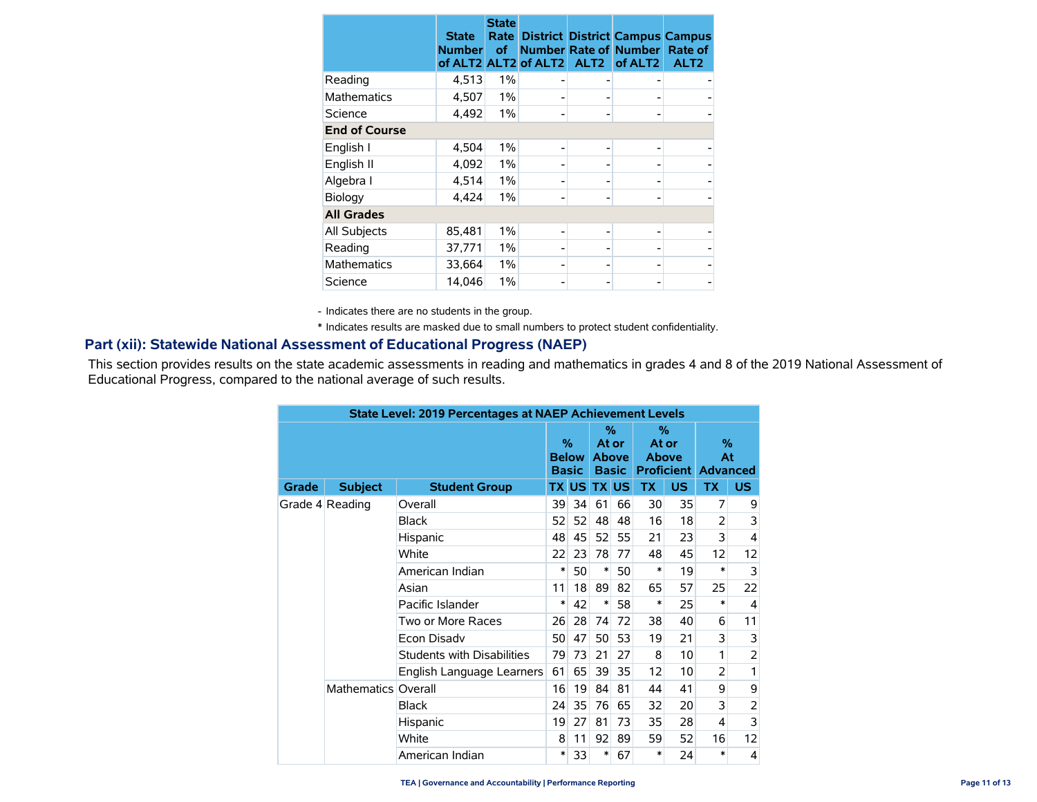|  | State Number of ALT2 | State Rate of ALT2 | District Number of ALT2 | District Rate of ALT2 | Campus Number of ALT2 | Campus Rate of ALT2 |
|---|---|---|---|---|---|---|
| Reading | 4,513 | 1% | - | - | - | - |
| Mathematics | 4,507 | 1% | - | - | - | - |
| Science | 4,492 | 1% | - | - | - | - |
| **End of Course** | | | | | | |
| English I | 4,504 | 1% | - | - | - | - |
| English II | 4,092 | 1% | - | - | - | - |
| Algebra I | 4,514 | 1% | - | - | - | - |
| Biology | 4,424 | 1% | - | - | - | - |
| **All Grades** | | | | | | |
| All Subjects | 85,481 | 1% | - | - | - | - |
| Reading | 37,771 | 1% | - | - | - | - |
| Mathematics | 33,664 | 1% | - | - | - | - |
| Science | 14,046 | 1% | - | - | - | - |

- Indicates there are no students in the group.

* Indicates results are masked due to small numbers to protect student confidentiality.

## Part (xii): Statewide National Assessment of Educational Progress (NAEP)

This section provides results on the state academic assessments in reading and mathematics in grades 4 and 8 of the 2019 National Assessment of Educational Progress, compared to the national average of such results.

| State Level: 2019 Percentages at NAEP Achievement Levels | | | | | | | | | | |
|---|---|---|---|---|---|---|---|---|---|---|
| | | | % Below Basic | | % At or Above Basic | | % At or Above Proficient | | % At Advanced | |
| Grade | Subject | Student Group | TX | US | TX | US | TX | US | TX | US |
| Grade 4 | Reading | Overall | 39 | 34 | 61 | 66 | 30 | 35 | 7 | 9 |
| | | Black | 52 | 52 | 48 | 48 | 16 | 18 | 2 | 3 |
| | | Hispanic | 48 | 45 | 52 | 55 | 21 | 23 | 3 | 4 |
| | | White | 22 | 23 | 78 | 77 | 48 | 45 | 12 | 12 |
| | | American Indian | * | 50 | * | 50 | * | 19 | * | 3 |
| | | Asian | 11 | 18 | 89 | 82 | 65 | 57 | 25 | 22 |
| | | Pacific Islander | * | 42 | * | 58 | * | 25 | * | 4 |
| | | Two or More Races | 26 | 28 | 74 | 72 | 38 | 40 | 6 | 11 |
| | | Econ Disadv | 50 | 47 | 50 | 53 | 19 | 21 | 3 | 3 |
| | | Students with Disabilities | 79 | 73 | 21 | 27 | 8 | 10 | 1 | 2 |
| | | English Language Learners | 61 | 65 | 39 | 35 | 12 | 10 | 2 | 1 |
| | Mathematics | Overall | 16 | 19 | 84 | 81 | 44 | 41 | 9 | 9 |
| | | Black | 24 | 35 | 76 | 65 | 32 | 20 | 3 | 2 |
| | | Hispanic | 19 | 27 | 81 | 73 | 35 | 28 | 4 | 3 |
| | | White | 8 | 11 | 92 | 89 | 59 | 52 | 16 | 12 |
| | | American Indian | * | 33 | * | 67 | * | 24 | * | 4 |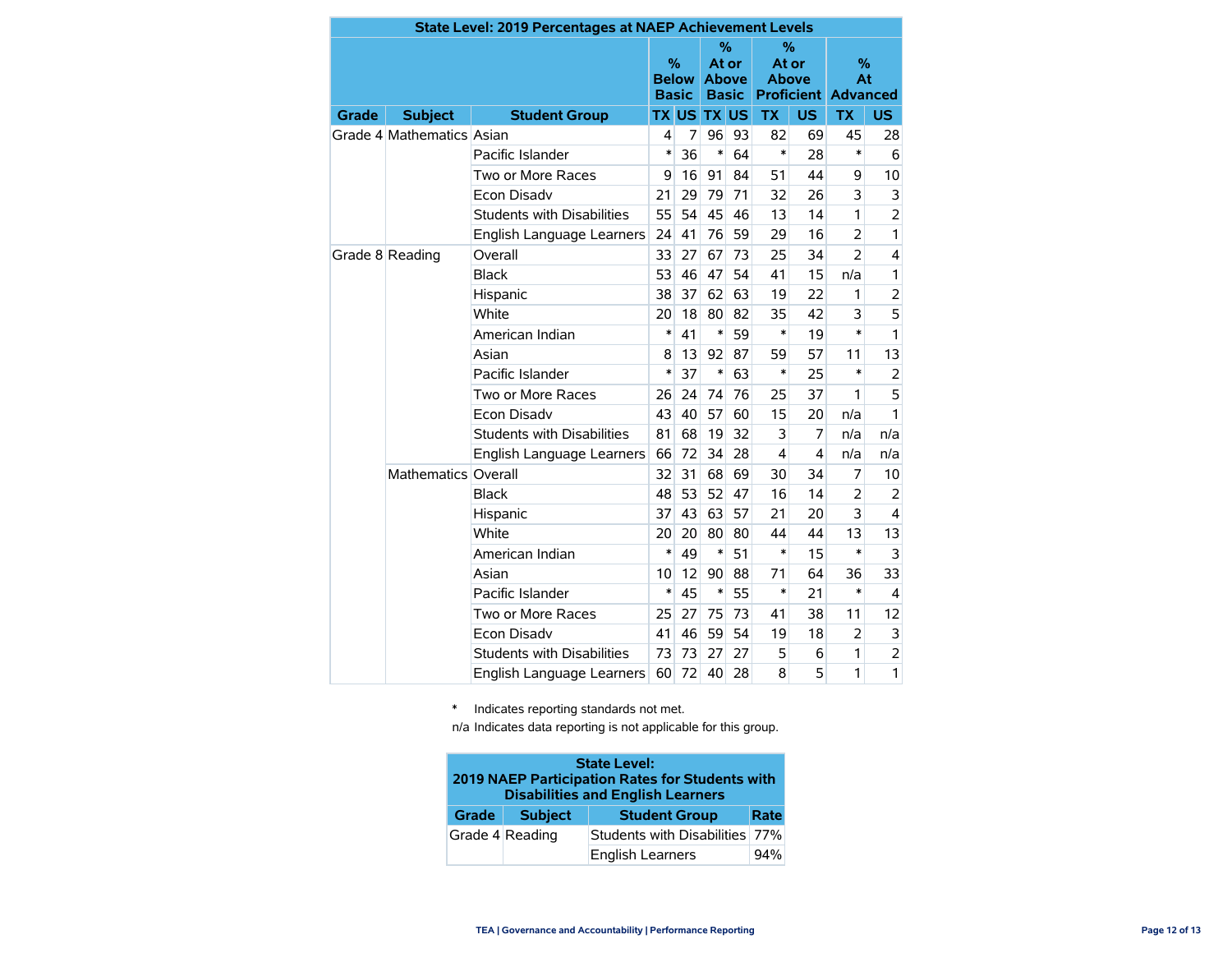| State Level: 2019 Percentages at NAEP Achievement Levels | | | | | | | | | | |
|---|---|---|---|---|---|---|---|---|---|---|
| | | | % Below Basic | | % At or Above Basic | | % At or Above Proficient | | % At Advanced | |
| Grade | Subject | Student Group | TX | US | TX | US | TX | US | TX | US |
| Grade 4 | Mathematics | Asian | 4 | 7 | 96 | 93 | 82 | 69 | 45 | 28 |
| | | Pacific Islander | * | 36 | * | 64 | * | 28 | * | 6 |
| | | Two or More Races | 9 | 16 | 91 | 84 | 51 | 44 | 9 | 10 |
| | | Econ Disadv | 21 | 29 | 79 | 71 | 32 | 26 | 3 | 3 |
| | | Students with Disabilities | 55 | 54 | 45 | 46 | 13 | 14 | 1 | 2 |
| | | English Language Learners | 24 | 41 | 76 | 59 | 29 | 16 | 2 | 1 |
| Grade 8 | Reading | Overall | 33 | 27 | 67 | 73 | 25 | 34 | 2 | 4 |
| | | Black | 53 | 46 | 47 | 54 | 41 | 15 | n/a | 1 |
| | | Hispanic | 38 | 37 | 62 | 63 | 19 | 22 | 1 | 2 |
| | | White | 20 | 18 | 80 | 82 | 35 | 42 | 3 | 5 |
| | | American Indian | * | 41 | * | 59 | * | 19 | * | 1 |
| | | Asian | 8 | 13 | 92 | 87 | 59 | 57 | 11 | 13 |
| | | Pacific Islander | * | 37 | * | 63 | * | 25 | * | 2 |
| | | Two or More Races | 26 | 24 | 74 | 76 | 25 | 37 | 1 | 5 |
| | | Econ Disadv | 43 | 40 | 57 | 60 | 15 | 20 | n/a | 1 |
| | | Students with Disabilities | 81 | 68 | 19 | 32 | 3 | 7 | n/a | n/a |
| | | English Language Learners | 66 | 72 | 34 | 28 | 4 | 4 | n/a | n/a |
| | Mathematics | Overall | 32 | 31 | 68 | 69 | 30 | 34 | 7 | 10 |
| | | Black | 48 | 53 | 52 | 47 | 16 | 14 | 2 | 2 |
| | | Hispanic | 37 | 43 | 63 | 57 | 21 | 20 | 3 | 4 |
| | | White | 20 | 20 | 80 | 80 | 44 | 44 | 13 | 13 |
| | | American Indian | * | 49 | * | 51 | * | 15 | * | 3 |
| | | Asian | 10 | 12 | 90 | 88 | 71 | 64 | 36 | 33 |
| | | Pacific Islander | * | 45 | * | 55 | * | 21 | * | 4 |
| | | Two or More Races | 25 | 27 | 75 | 73 | 41 | 38 | 11 | 12 |
| | | Econ Disadv | 41 | 46 | 59 | 54 | 19 | 18 | 2 | 3 |
| | | Students with Disabilities | 73 | 73 | 27 | 27 | 5 | 6 | 1 | 2 |
| | | English Language Learners | 60 | 72 | 40 | 28 | 8 | 5 | 1 | 1 |

\* Indicates reporting standards not met.

n/a Indicates data reporting is not applicable for this group.

| State Level: 2019 NAEP Participation Rates for Students with Disabilities and English Learners | | | |
|---|---|---|---|
| Grade | Subject | Student Group | Rate |
| Grade 4 | Reading | Students with Disabilities | 77% |
| | | English Learners | 94% |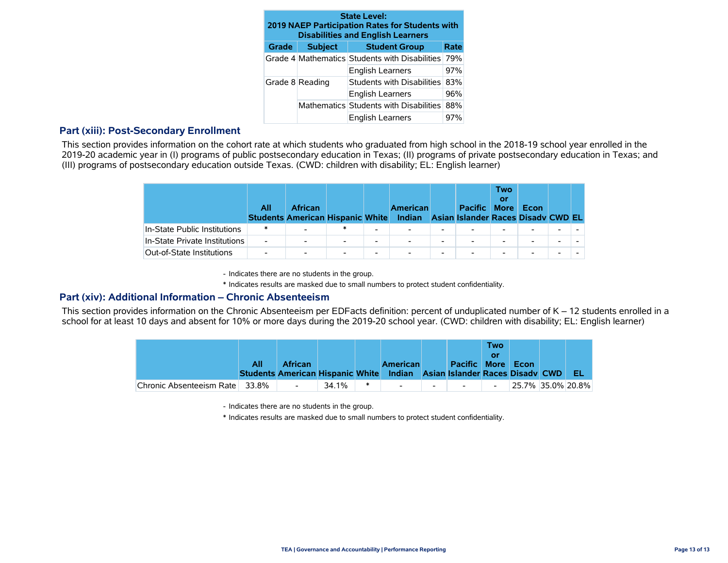| State Level: 2019 NAEP Participation Rates for Students with Disabilities and English Learners | | | |
|---|---|---|---|
| Grade | Subject | Student Group | Rate |
| Grade 4 | Mathematics | Students with Disabilities | 79% |
| | | English Learners | 97% |
| Grade 8 | Reading | Students with Disabilities | 83% |
| | | English Learners | 96% |
| | Mathematics | Students with Disabilities | 88% |
| | | English Learners | 97% |

## Part (xiii): Post-Secondary Enrollment

This section provides information on the cohort rate at which students who graduated from high school in the 2018-19 school year enrolled in the 2019-20 academic year in (I) programs of public postsecondary education in Texas; (II) programs of private postsecondary education in Texas; and (III) programs of postsecondary education outside Texas. (CWD: children with disability; EL: English learner)

| | All Students | African American | Hispanic | White | American Indian | Asian | Pacific Islander | Two or More Races | Econ Disadv | CWD | EL |
|---|---|---|---|---|---|---|---|---|---|---|---|
| In-State Public Institutions | * | - | * | - | - | - | - | - | - | - | - |
| In-State Private Institutions | - | - | - | - | - | - | - | - | - | - | - |
| Out-of-State Institutions | - | - | - | - | - | - | - | - | - | - | - |

- Indicates there are no students in the group.

\* Indicates results are masked due to small numbers to protect student confidentiality.

## Part (xiv): Additional Information – Chronic Absenteeism

This section provides information on the Chronic Absenteeism per EDFacts definition: percent of unduplicated number of K – 12 students enrolled in a school for at least 10 days and absent for 10% or more days during the 2019-20 school year. (CWD: children with disability; EL: English learner)

| | All Students | African American | Hispanic | White | American Indian | Asian | Pacific Islander | Two or More Races | Econ Disadv | CWD | EL |
|---|---|---|---|---|---|---|---|---|---|---|---|
| Chronic Absenteeism Rate | 33.8% | - | 34.1% | * | - | - | - | - | 25.7% | 35.0% | 20.8% |

- Indicates there are no students in the group.

\* Indicates results are masked due to small numbers to protect student confidentiality.